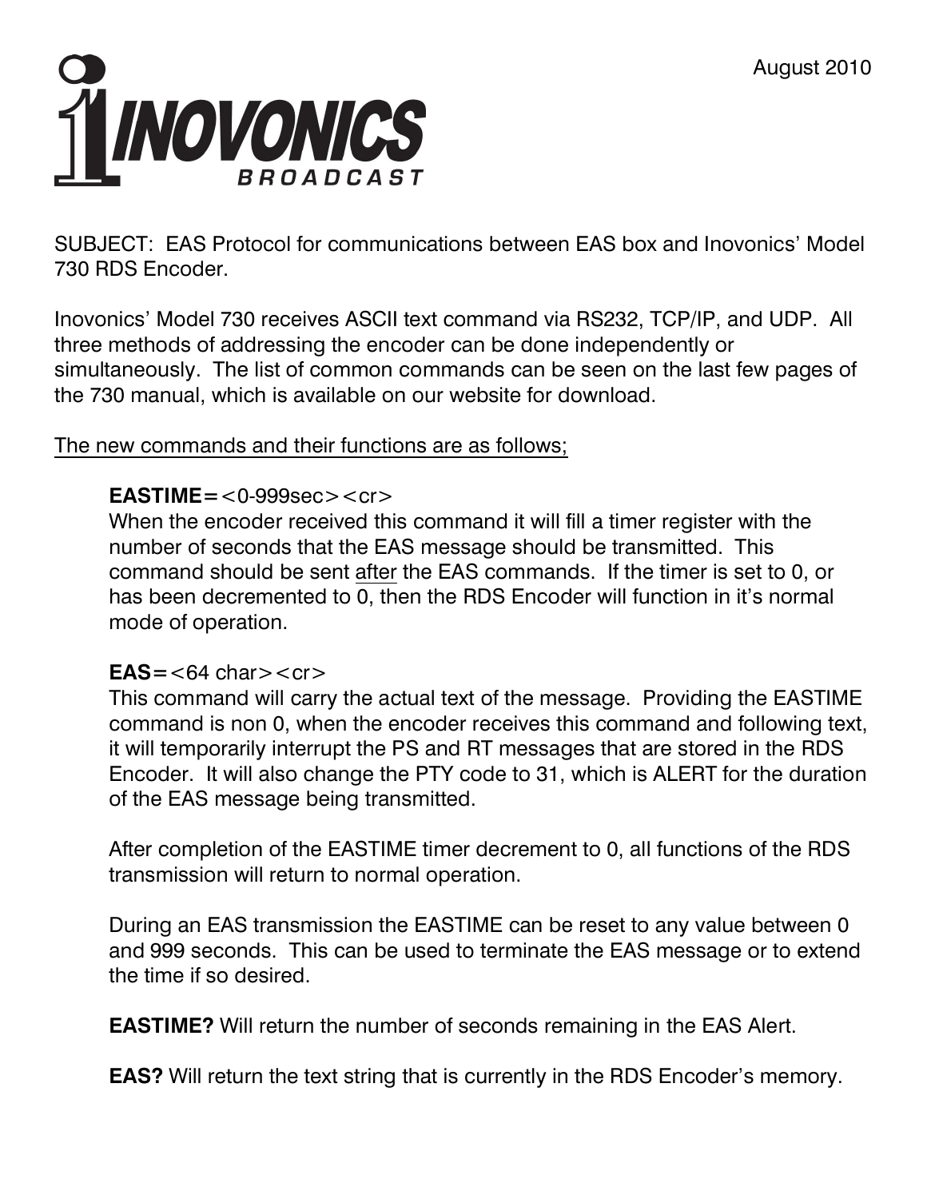August 2010

INOVONICS BROADCAST

SUBJECT: EAS Protocol for communications between EAS box and Inovonics' Model 730 RDS Encoder.

Inovonics' Model 730 receives ASCII text command via RS232, TCP/IP, and UDP. All three methods of addressing the encoder can be done independently or simultaneously. The list of common commands can be seen on the last few pages of the 730 manual, which is available on our website for download.

<u>The new commands and their functions are as follows;</u>

**EASTIME=**<0-999sec><cr>
When the encoder received this command it will fill a timer register with the number of seconds that the EAS message should be transmitted. This command should be sent <u>after</u> the EAS commands. If the timer is set to 0, or has been decremented to 0, then the RDS Encoder will function in it's normal mode of operation.

**EAS=**<64 char><cr>
This command will carry the actual text of the message. Providing the EASTIME command is non 0, when the encoder receives this command and following text, it will temporarily interrupt the PS and RT messages that are stored in the RDS Encoder. It will also change the PTY code to 31, which is ALERT for the duration of the EAS message being transmitted.

After completion of the EASTIME timer decrement to 0, all functions of the RDS transmission will return to normal operation.

During an EAS transmission the EASTIME can be reset to any value between 0 and 999 seconds. This can be used to terminate the EAS message or to extend the time if so desired.

**EASTIME?** Will return the number of seconds remaining in the EAS Alert.

**EAS?** Will return the text string that is currently in the RDS Encoder's memory.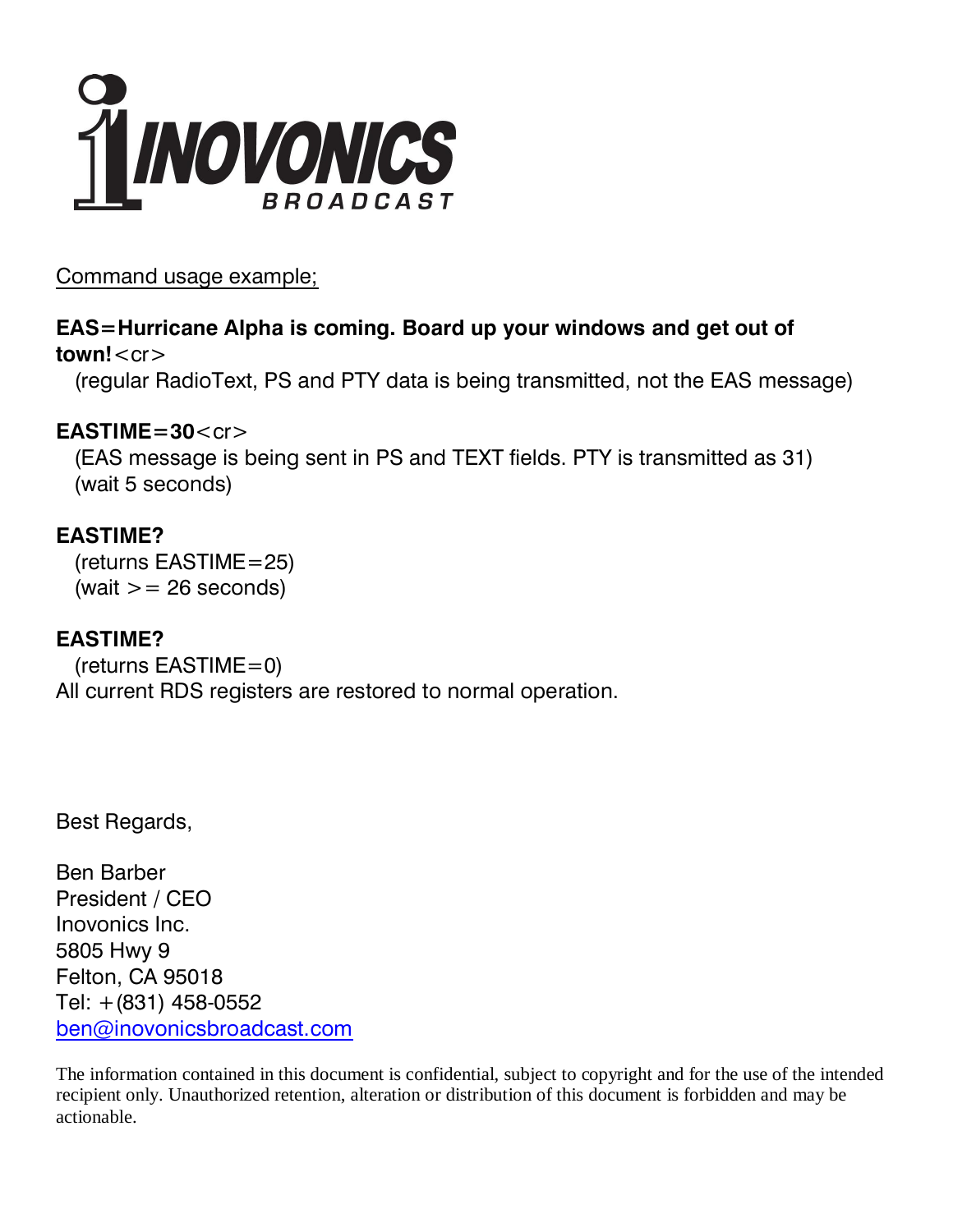Command usage example;

**EAS=Hurricane Alpha is coming. Board up your windows and get out of town!**<cr>
(regular RadioText, PS and PTY data is being transmitted, not the EAS message)

**EASTIME=30**<cr>
(EAS message is being sent in PS and TEXT fields. PTY is transmitted as 31)
(wait 5 seconds)

**EASTIME?**
(returns EASTIME=25)
(wait >= 26 seconds)

**EASTIME?**
(returns EASTIME=0)
All current RDS registers are restored to normal operation.

Best Regards,

Ben Barber
President / CEO
Inovonics Inc.
5805 Hwy 9
Felton, CA 95018
Tel: +(831) 458-0552
ben@inovonicsbroadcast.com

The information contained in this document is confidential, subject to copyright and for the use of the intended recipient only. Unauthorized retention, alteration or distribution of this document is forbidden and may be actionable.